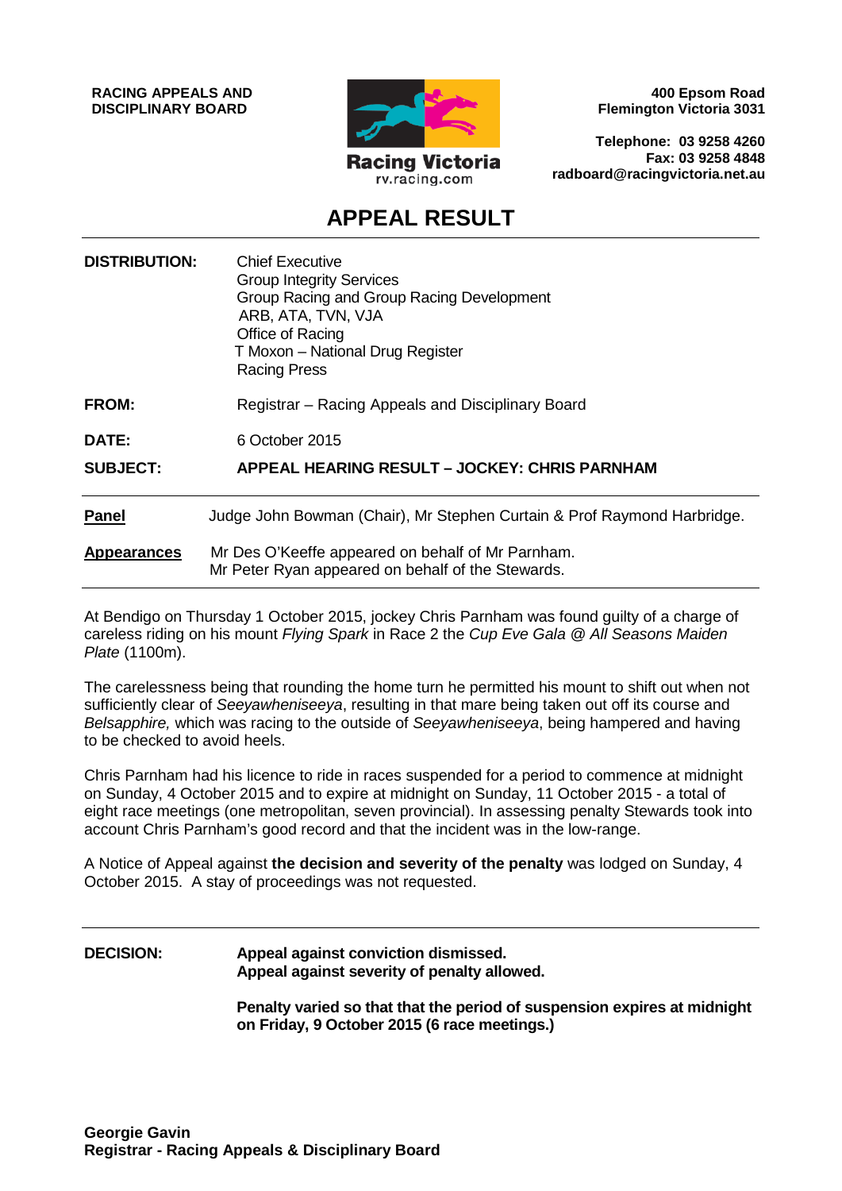**RACING APPEALS AND DISCIPLINARY BOARD**

Racing Victoria
rv.racing.com

**400 Epsom Road**
**Flemington Victoria 3031**

**Telephone: 03 9258 4260**
**Fax: 03 9258 4848**
**radboard@racingvictoria.net.au**

# APPEAL RESULT

| | |
|---|---|
| **DISTRIBUTION:** | Chief Executive<br>Group Integrity Services<br>Group Racing and Group Racing Development<br>ARB, ATA, TVN, VJA<br>Office of Racing<br>T Moxon – National Drug Register<br>Racing Press |
| **FROM:** | Registrar – Racing Appeals and Disciplinary Board |
| **DATE:** | 6 October 2015 |
| **SUBJECT:** | **APPEAL HEARING RESULT – JOCKEY: CHRIS PARNHAM** |

**Panel** Judge John Bowman (Chair), Mr Stephen Curtain & Prof Raymond Harbridge.

**Appearances** Mr Des O'Keeffe appeared on behalf of Mr Parnham.
Mr Peter Ryan appeared on behalf of the Stewards.

At Bendigo on Thursday 1 October 2015, jockey Chris Parnham was found guilty of a charge of careless riding on his mount *Flying Spark* in Race 2 the *Cup Eve Gala @ All Seasons Maiden Plate* (1100m).

The carelessness being that rounding the home turn he permitted his mount to shift out when not sufficiently clear of *Seeyawheniseeya*, resulting in that mare being taken out off its course and *Belsapphire,* which was racing to the outside of *Seeyawheniseeya*, being hampered and having to be checked to avoid heels.

Chris Parnham had his licence to ride in races suspended for a period to commence at midnight on Sunday, 4 October 2015 and to expire at midnight on Sunday, 11 October 2015 - a total of eight race meetings (one metropolitan, seven provincial). In assessing penalty Stewards took into account Chris Parnham's good record and that the incident was in the low-range.

A Notice of Appeal against **the decision and severity of the penalty** was lodged on Sunday, 4 October 2015. A stay of proceedings was not requested.

---

**DECISION:** **Appeal against conviction dismissed.**
**Appeal against severity of penalty allowed.**

**Penalty varied so that that the period of suspension expires at midnight on Friday, 9 October 2015 (6 race meetings.)**

**Georgie Gavin**
**Registrar - Racing Appeals & Disciplinary Board**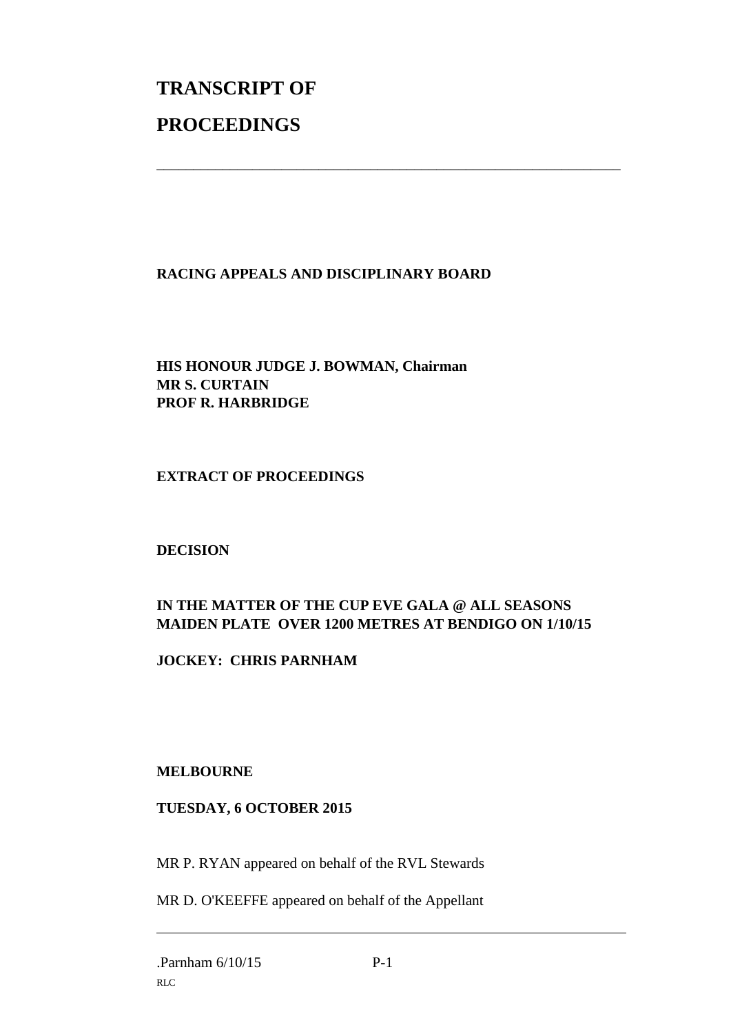# TRANSCRIPT OF

# PROCEEDINGS

---

**RACING APPEALS AND DISCIPLINARY BOARD**

**HIS HONOUR JUDGE J. BOWMAN, Chairman**
**MR S. CURTAIN**
**PROF R. HARBRIDGE**

**EXTRACT OF PROCEEDINGS**

**DECISION**

**IN THE MATTER OF THE CUP EVE GALA @ ALL SEASONS MAIDEN PLATE OVER 1200 METRES AT BENDIGO ON 1/10/15**

**JOCKEY: CHRIS PARNHAM**

**MELBOURNE**

**TUESDAY, 6 OCTOBER 2015**

MR P. RYAN appeared on behalf of the RVL Stewards

MR D. O'KEEFFE appeared on behalf of the Appellant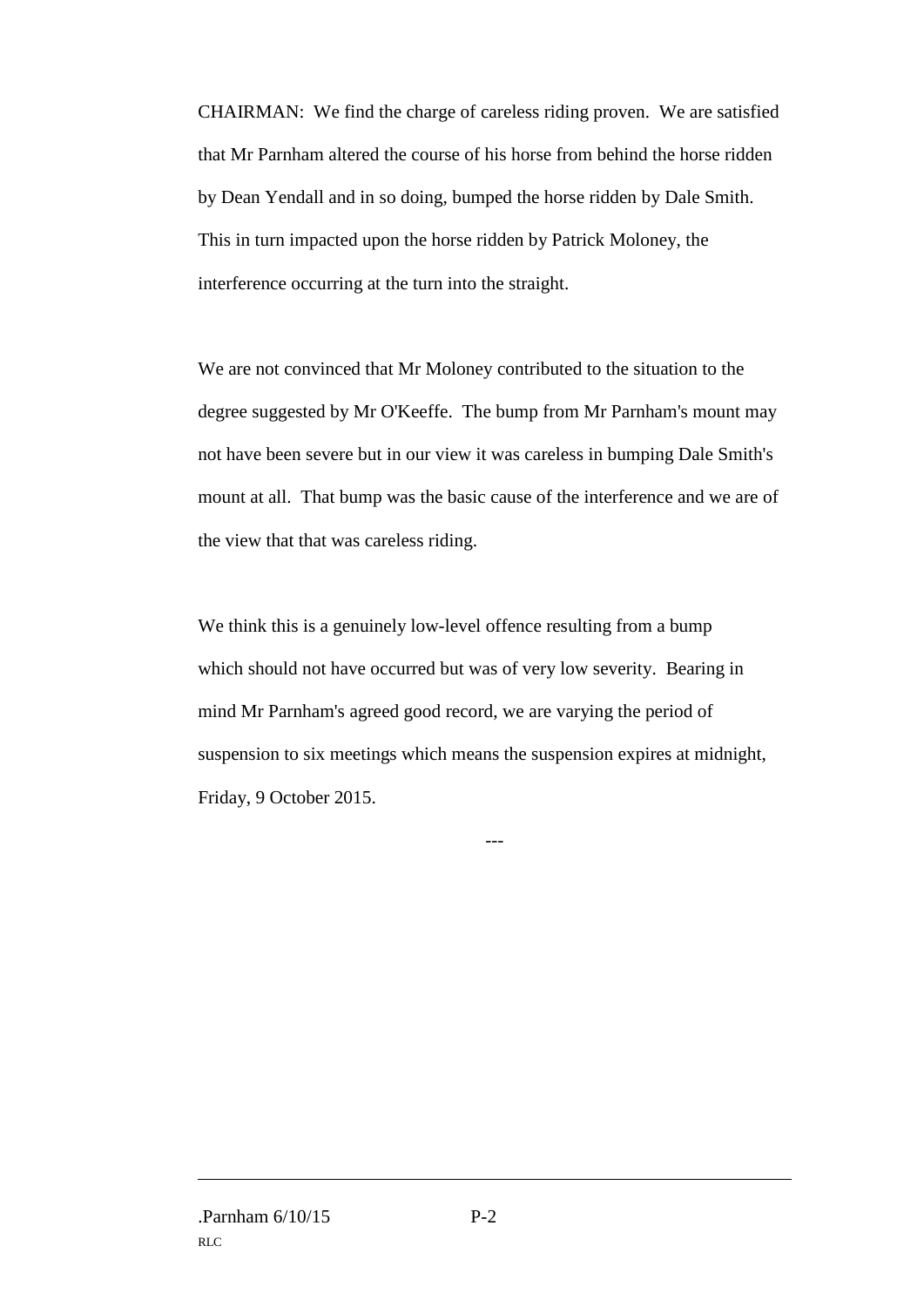CHAIRMAN: We find the charge of careless riding proven. We are satisfied that Mr Parnham altered the course of his horse from behind the horse ridden by Dean Yendall and in so doing, bumped the horse ridden by Dale Smith. This in turn impacted upon the horse ridden by Patrick Moloney, the interference occurring at the turn into the straight.

We are not convinced that Mr Moloney contributed to the situation to the degree suggested by Mr O'Keeffe. The bump from Mr Parnham's mount may not have been severe but in our view it was careless in bumping Dale Smith's mount at all. That bump was the basic cause of the interference and we are of the view that that was careless riding.

We think this is a genuinely low-level offence resulting from a bump which should not have occurred but was of very low severity. Bearing in mind Mr Parnham's agreed good record, we are varying the period of suspension to six meetings which means the suspension expires at midnight, Friday, 9 October 2015.

---